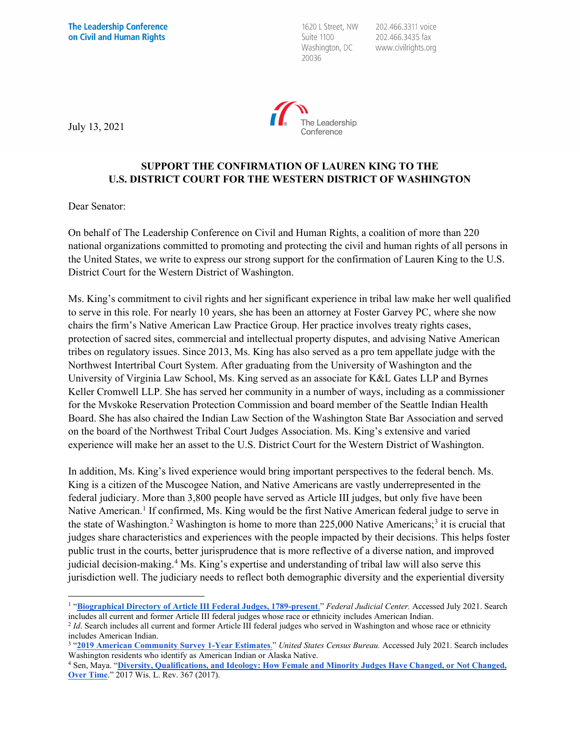**The Leadership Conference on Civil and Human Rights**

1620 L Street, NW
Suite 1100
Washington, DC
20036

202.466.3311 voice
202.466.3435 fax
www.civilrights.org

July 13, 2021

**SUPPORT THE CONFIRMATION OF LAUREN KING TO THE U.S. DISTRICT COURT FOR THE WESTERN DISTRICT OF WASHINGTON**

Dear Senator:

On behalf of The Leadership Conference on Civil and Human Rights, a coalition of more than 220 national organizations committed to promoting and protecting the civil and human rights of all persons in the United States, we write to express our strong support for the confirmation of Lauren King to the U.S. District Court for the Western District of Washington.

Ms. King's commitment to civil rights and her significant experience in tribal law make her well qualified to serve in this role. For nearly 10 years, she has been an attorney at Foster Garvey PC, where she now chairs the firm's Native American Law Practice Group. Her practice involves treaty rights cases, protection of sacred sites, commercial and intellectual property disputes, and advising Native American tribes on regulatory issues. Since 2013, Ms. King has also served as a pro tem appellate judge with the Northwest Intertribal Court System. After graduating from the University of Washington and the University of Virginia Law School, Ms. King served as an associate for K&L Gates LLP and Byrnes Keller Cromwell LLP. She has served her community in a number of ways, including as a commissioner for the Mvskoke Reservation Protection Commission and board member of the Seattle Indian Health Board. She has also chaired the Indian Law Section of the Washington State Bar Association and served on the board of the Northwest Tribal Court Judges Association. Ms. King's extensive and varied experience will make her an asset to the U.S. District Court for the Western District of Washington.

In addition, Ms. King's lived experience would bring important perspectives to the federal bench. Ms. King is a citizen of the Muscogee Nation, and Native Americans are vastly underrepresented in the federal judiciary. More than 3,800 people have served as Article III judges, but only five have been Native American.[1] If confirmed, Ms. King would be the first Native American federal judge to serve in the state of Washington.[2] Washington is home to more than 225,000 Native Americans;[3] it is crucial that judges share characteristics and experiences with the people impacted by their decisions. This helps foster public trust in the courts, better jurisprudence that is more reflective of a diverse nation, and improved judicial decision-making.[4] Ms. King's expertise and understanding of tribal law will also serve this jurisdiction well. The judiciary needs to reflect both demographic diversity and the experiential diversity

---

[1] "**Biographical Directory of Article III Federal Judges, 1789-present.**" *Federal Judicial Center.* Accessed July 2021. Search includes all current and former Article III federal judges whose race or ethnicity includes American Indian.

[2] *Id*. Search includes all current and former Article III federal judges who served in Washington and whose race or ethnicity includes American Indian.

[3] "**2019 American Community Survey 1-Year Estimates.**" *United States Census Bureau.* Accessed July 2021. Search includes Washington residents who identify as American Indian or Alaska Native.

[4] Sen, Maya. "**Diversity, Qualifications, and Ideology: How Female and Minority Judges Have Changed, or Not Changed, Over Time.**" 2017 Wis. L. Rev. 367 (2017).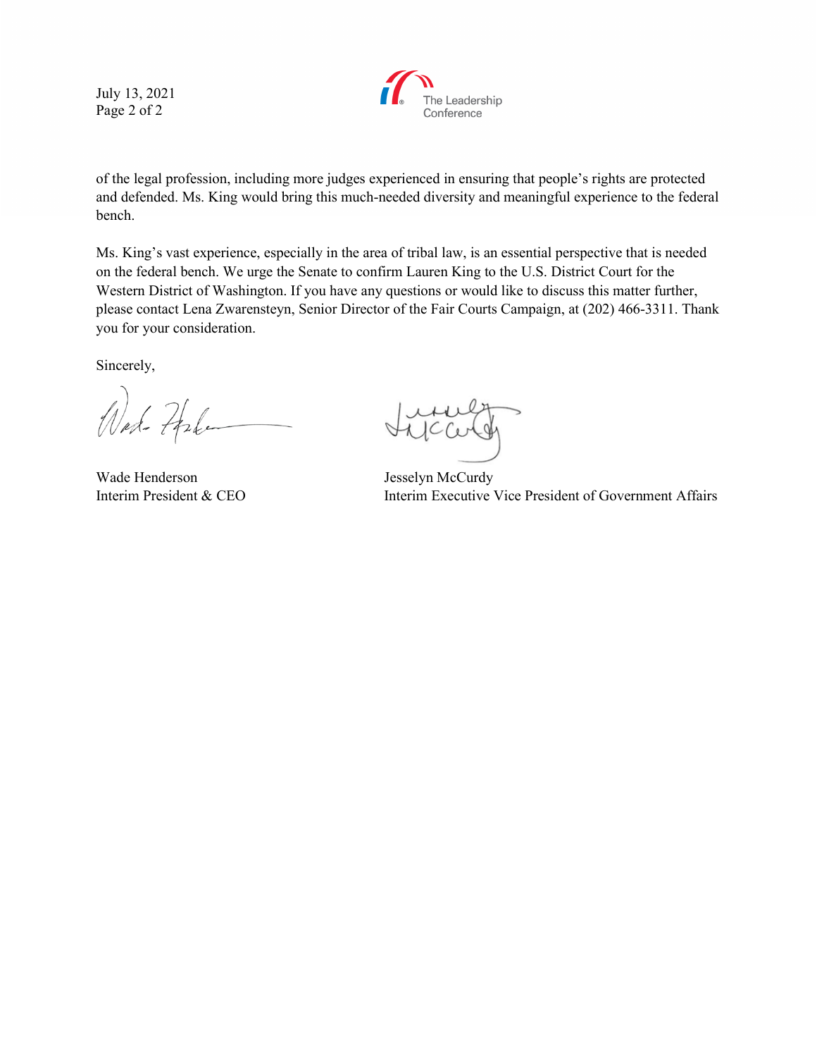of the legal profession, including more judges experienced in ensuring that people's rights are protected and defended. Ms. King would bring this much-needed diversity and meaningful experience to the federal bench.

Ms. King's vast experience, especially in the area of tribal law, is an essential perspective that is needed on the federal bench. We urge the Senate to confirm Lauren King to the U.S. District Court for the Western District of Washington. If you have any questions or would like to discuss this matter further, please contact Lena Zwarensteyn, Senior Director of the Fair Courts Campaign, at (202) 466-3311. Thank you for your consideration.

Sincerely,

Wade Henderson
Interim President & CEO

Jesselyn McCurdy
Interim Executive Vice President of Government Affairs